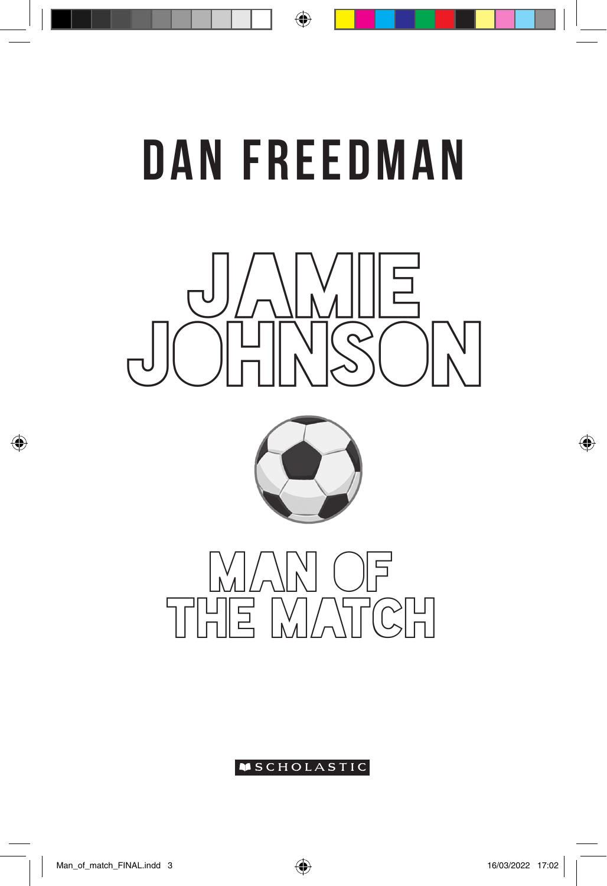# DAN FREEDMAN

# JAMIE JOHNSON

## MAN OF THE MATCH

SCHOLASTIC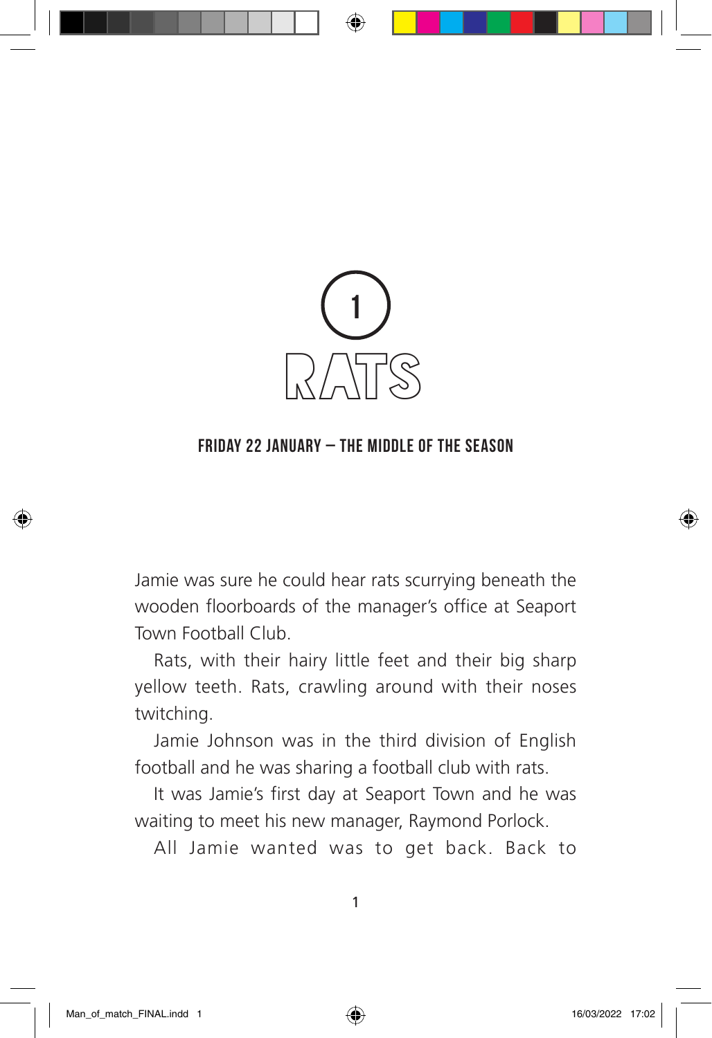# 1
# RATS

**FRIDAY 22 JANUARY – THE MIDDLE OF THE SEASON**

Jamie was sure he could hear rats scurrying beneath the wooden floorboards of the manager's office at Seaport Town Football Club.

Rats, with their hairy little feet and their big sharp yellow teeth. Rats, crawling around with their noses twitching.

Jamie Johnson was in the third division of English football and he was sharing a football club with rats.

It was Jamie's first day at Seaport Town and he was waiting to meet his new manager, Raymond Porlock.

All Jamie wanted was to get back. Back to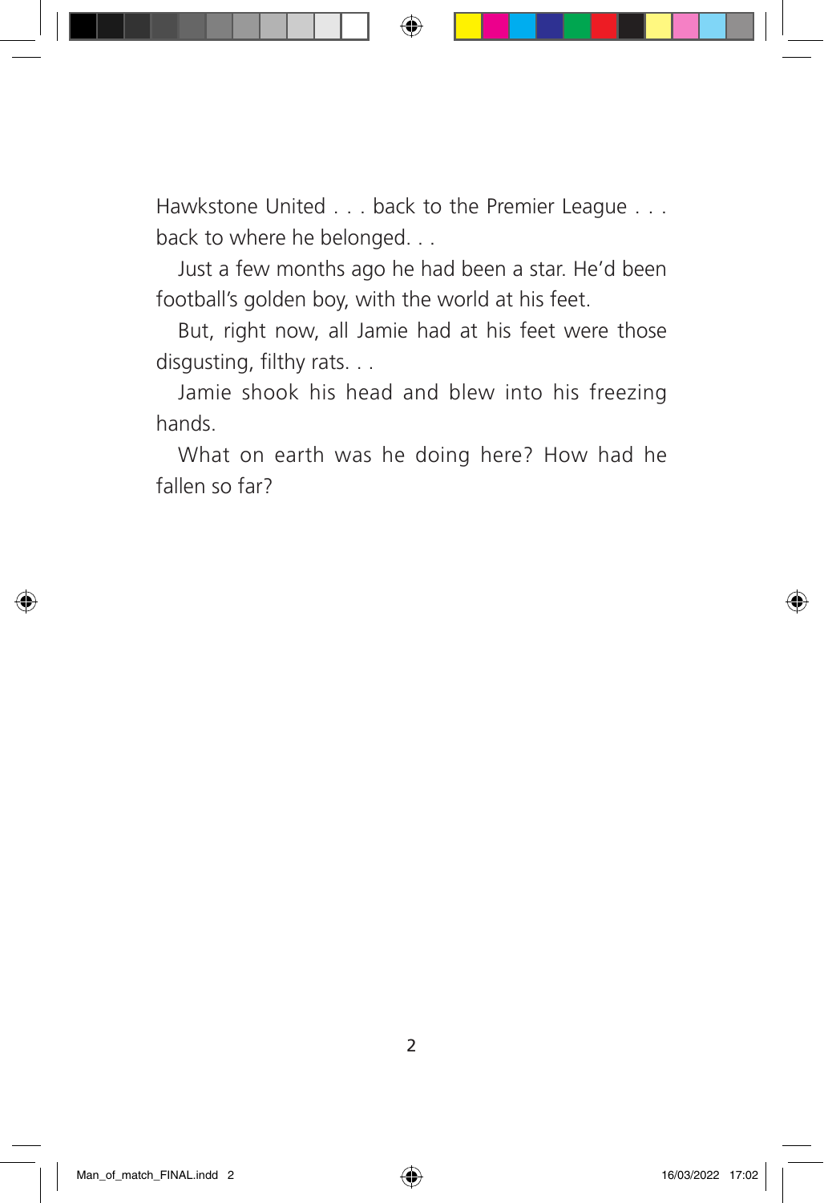Hawkstone United . . . back to the Premier League . . . back to where he belonged. . .

Just a few months ago he had been a star. He'd been football's golden boy, with the world at his feet.

But, right now, all Jamie had at his feet were those disgusting, filthy rats. . .

Jamie shook his head and blew into his freezing hands.

What on earth was he doing here? How had he fallen so far?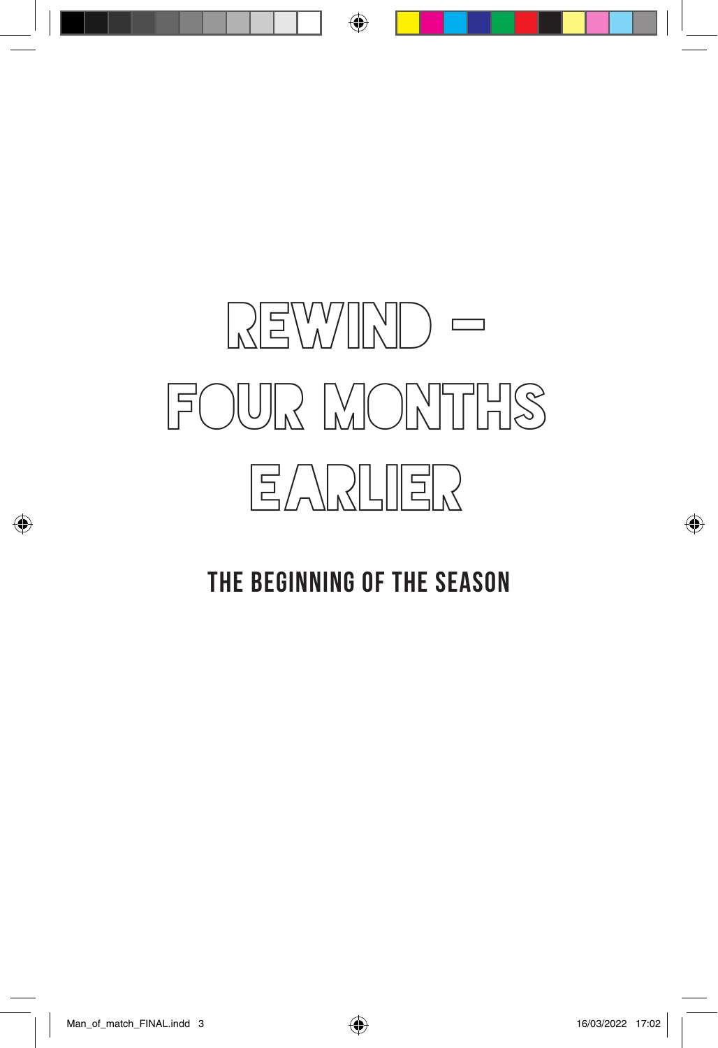# REWIND – FOUR MONTHS EARLIER

## THE BEGINNING OF THE SEASON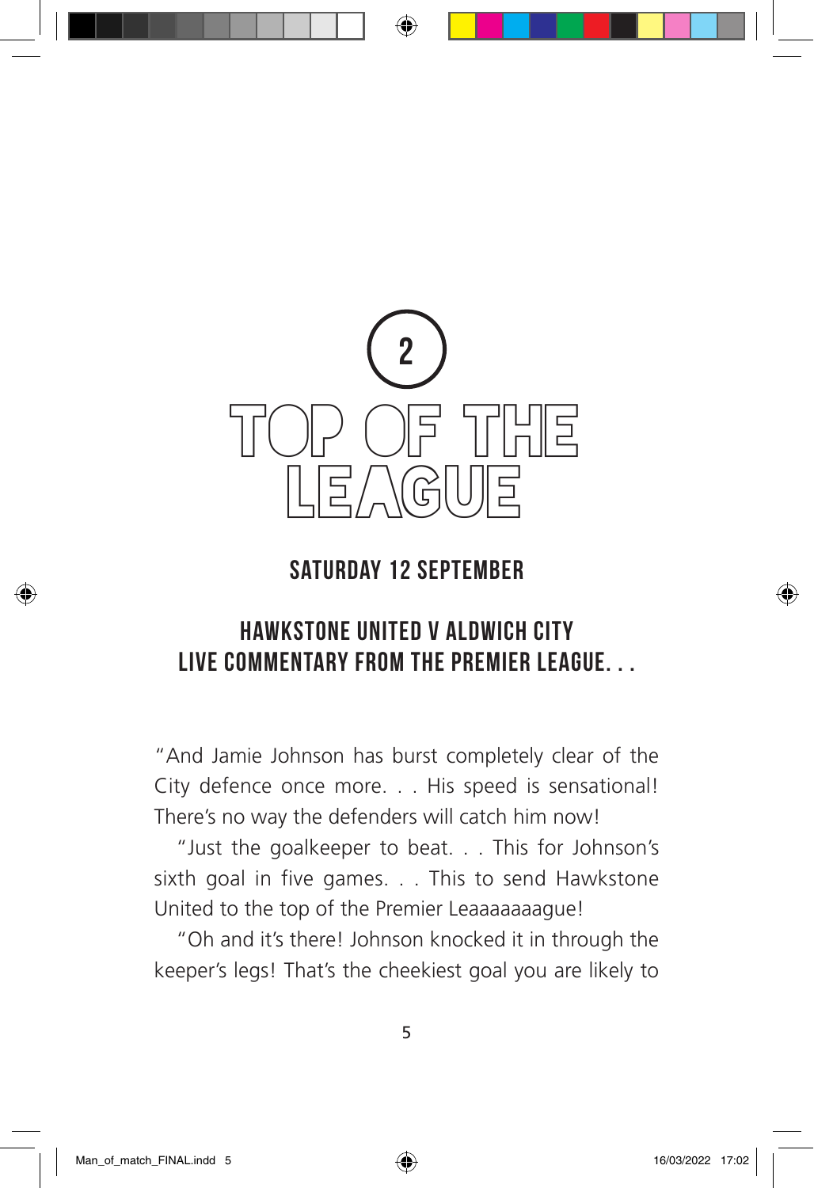# 2

# TOP OF THE LEAGUE

## SATURDAY 12 SEPTEMBER

## HAWKSTONE UNITED V ALDWICH CITY
## LIVE COMMENTARY FROM THE PREMIER LEAGUE. . .

"And Jamie Johnson has burst completely clear of the City defence once more. . . His speed is sensational! There's no way the defenders will catch him now!

"Just the goalkeeper to beat. . . This for Johnson's sixth goal in five games. . . This to send Hawkstone United to the top of the Premier Leaaaaaaague!

"Oh and it's there! Johnson knocked it in through the keeper's legs! That's the cheekiest goal you are likely to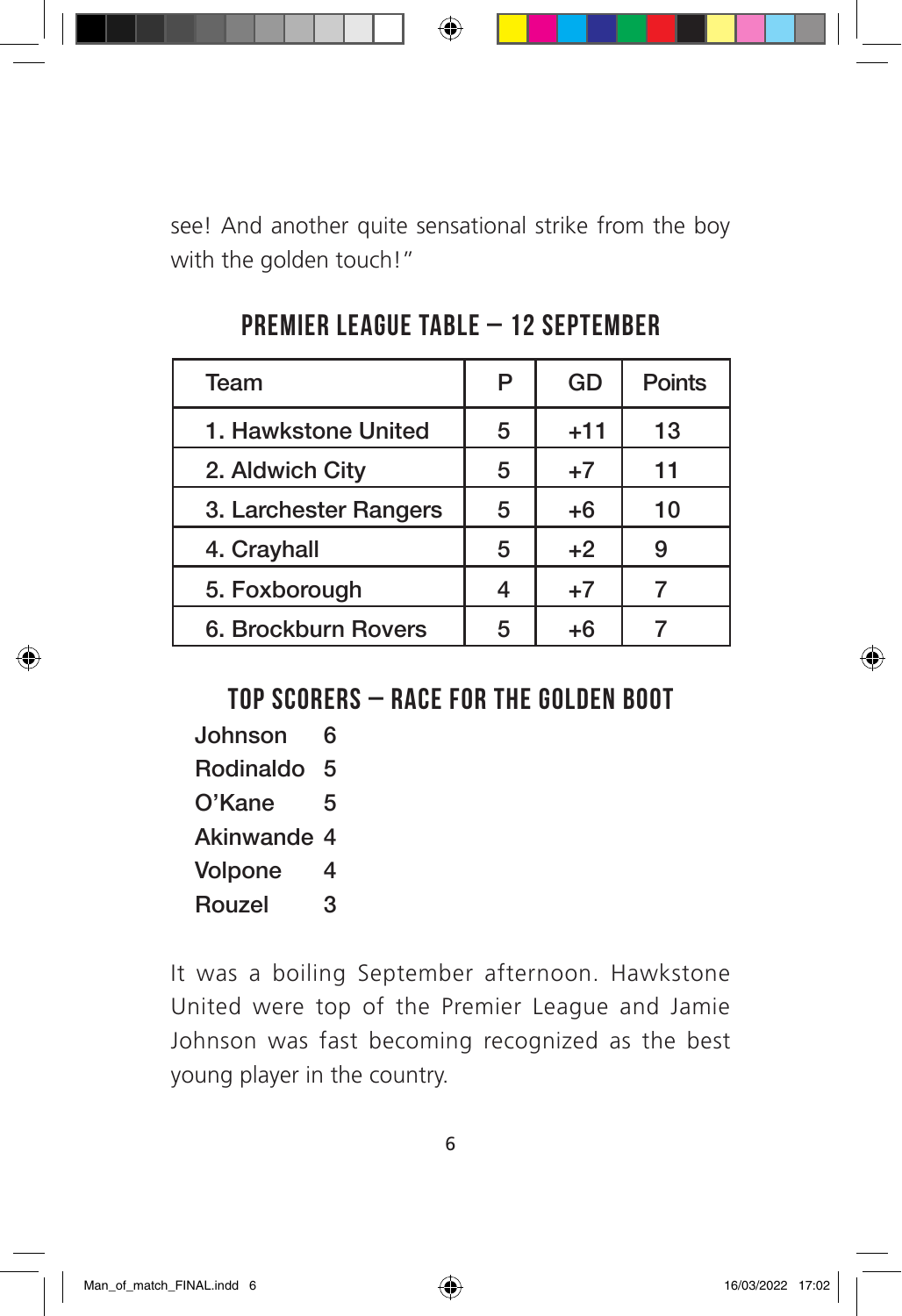see! And another quite sensational strike from the boy with the golden touch!"

## PREMIER LEAGUE TABLE – 12 SEPTEMBER

| Team | P | GD | Points |
|---|---|---|---|
| 1. Hawkstone United | 5 | +11 | 13 |
| 2. Aldwich City | 5 | +7 | 11 |
| 3. Larchester Rangers | 5 | +6 | 10 |
| 4. Crayhall | 5 | +2 | 9 |
| 5. Foxborough | 4 | +7 | 7 |
| 6. Brockburn Rovers | 5 | +6 | 7 |

## TOP SCORERS – RACE FOR THE GOLDEN BOOT

| | |
|---|---|
| Johnson | 6 |
| Rodinaldo | 5 |
| O'Kane | 5 |
| Akinwande | 4 |
| Volpone | 4 |
| Rouzel | 3 |

It was a boiling September afternoon. Hawkstone United were top of the Premier League and Jamie Johnson was fast becoming recognized as the best young player in the country.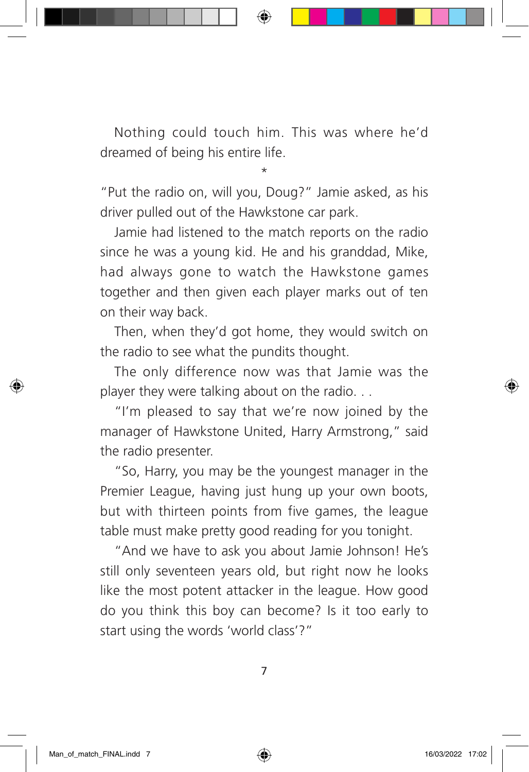Nothing could touch him. This was where he'd dreamed of being his entire life.

*

"Put the radio on, will you, Doug?" Jamie asked, as his driver pulled out of the Hawkstone car park.

Jamie had listened to the match reports on the radio since he was a young kid. He and his granddad, Mike, had always gone to watch the Hawkstone games together and then given each player marks out of ten on their way back.

Then, when they'd got home, they would switch on the radio to see what the pundits thought.

The only difference now was that Jamie was the player they were talking about on the radio. . .

"I'm pleased to say that we're now joined by the manager of Hawkstone United, Harry Armstrong," said the radio presenter.

"So, Harry, you may be the youngest manager in the Premier League, having just hung up your own boots, but with thirteen points from five games, the league table must make pretty good reading for you tonight.

"And we have to ask you about Jamie Johnson! He's still only seventeen years old, but right now he looks like the most potent attacker in the league. How good do you think this boy can become? Is it too early to start using the words 'world class'?"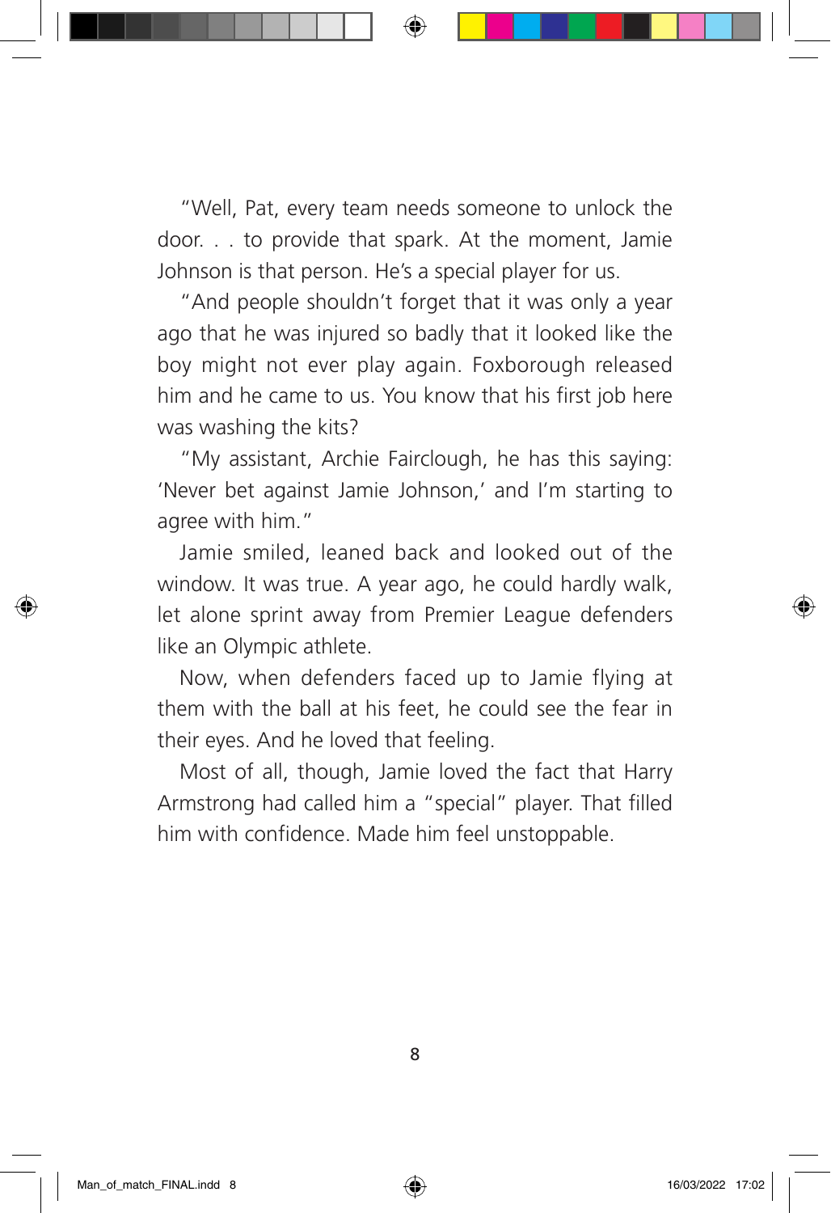"Well, Pat, every team needs someone to unlock the door. . . to provide that spark. At the moment, Jamie Johnson is that person. He's a special player for us.

"And people shouldn't forget that it was only a year ago that he was injured so badly that it looked like the boy might not ever play again. Foxborough released him and he came to us. You know that his first job here was washing the kits?

"My assistant, Archie Fairclough, he has this saying: 'Never bet against Jamie Johnson,' and I'm starting to agree with him."

Jamie smiled, leaned back and looked out of the window. It was true. A year ago, he could hardly walk, let alone sprint away from Premier League defenders like an Olympic athlete.

Now, when defenders faced up to Jamie flying at them with the ball at his feet, he could see the fear in their eyes. And he loved that feeling.

Most of all, though, Jamie loved the fact that Harry Armstrong had called him a "special" player. That filled him with confidence. Made him feel unstoppable.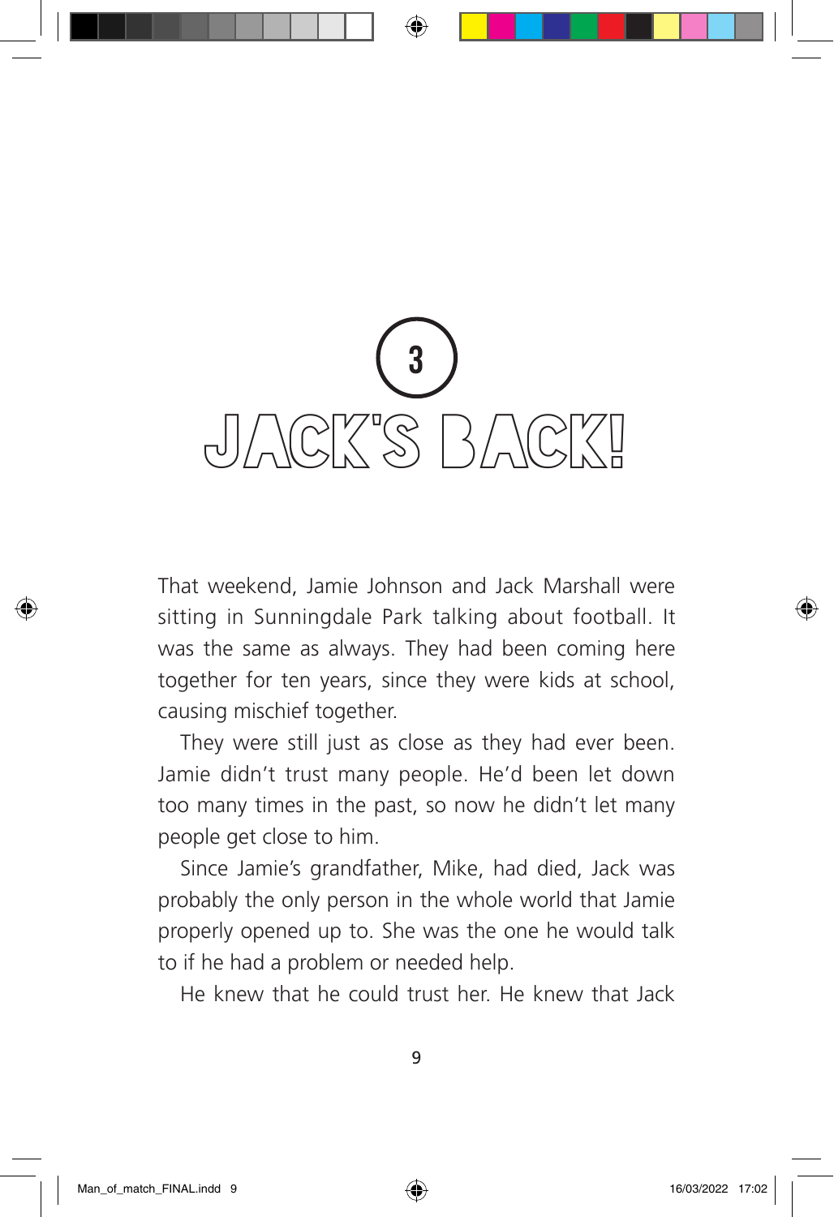# 3
# JACK'S BACK!

That weekend, Jamie Johnson and Jack Marshall were sitting in Sunningdale Park talking about football. It was the same as always. They had been coming here together for ten years, since they were kids at school, causing mischief together.

They were still just as close as they had ever been. Jamie didn't trust many people. He'd been let down too many times in the past, so now he didn't let many people get close to him.

Since Jamie's grandfather, Mike, had died, Jack was probably the only person in the whole world that Jamie properly opened up to. She was the one he would talk to if he had a problem or needed help.

He knew that he could trust her. He knew that Jack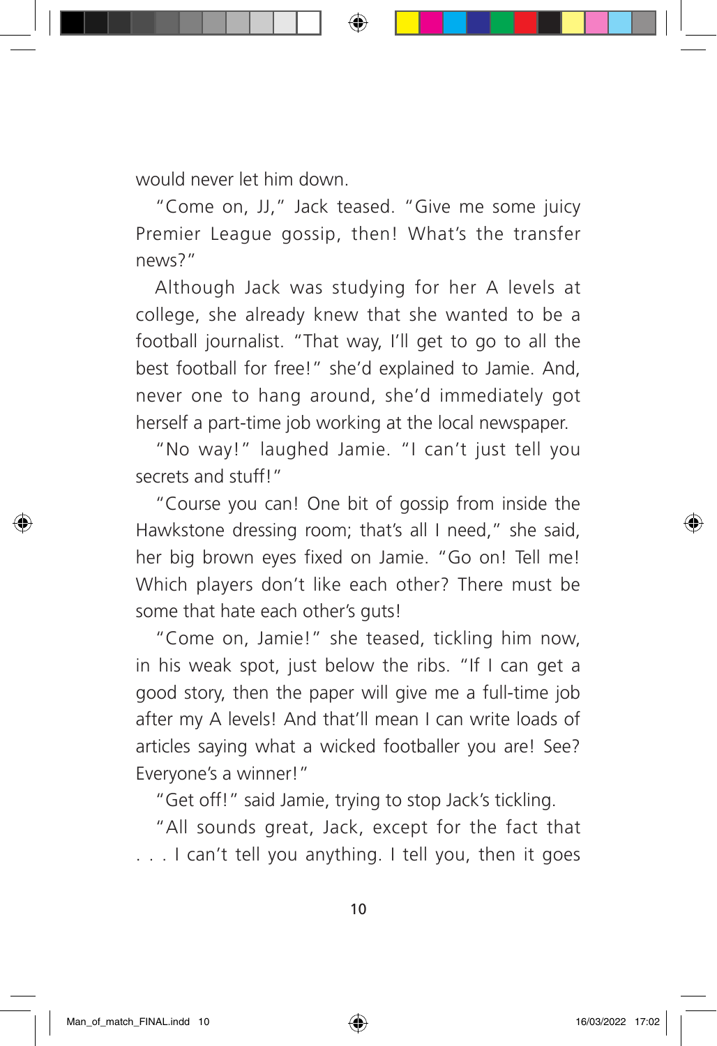would never let him down.

"Come on, JJ," Jack teased. "Give me some juicy Premier League gossip, then! What's the transfer news?"

Although Jack was studying for her A levels at college, she already knew that she wanted to be a football journalist. "That way, I'll get to go to all the best football for free!" she'd explained to Jamie. And, never one to hang around, she'd immediately got herself a part-time job working at the local newspaper.

"No way!" laughed Jamie. "I can't just tell you secrets and stuff!"

"Course you can! One bit of gossip from inside the Hawkstone dressing room; that's all I need," she said, her big brown eyes fixed on Jamie. "Go on! Tell me! Which players don't like each other? There must be some that hate each other's guts!

"Come on, Jamie!" she teased, tickling him now, in his weak spot, just below the ribs. "If I can get a good story, then the paper will give me a full-time job after my A levels! And that'll mean I can write loads of articles saying what a wicked footballer you are! See? Everyone's a winner!"

"Get off!" said Jamie, trying to stop Jack's tickling.

"All sounds great, Jack, except for the fact that . . . I can't tell you anything. I tell you, then it goes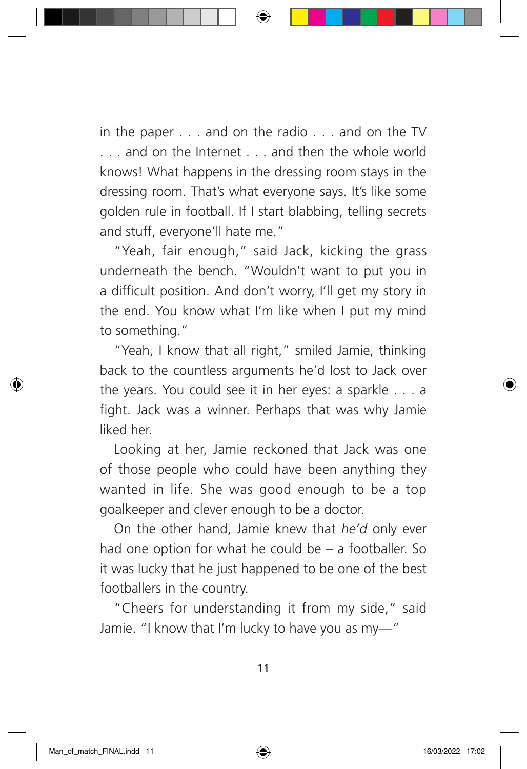in the paper . . . and on the radio . . . and on the TV . . . and on the Internet . . . and then the whole world knows! What happens in the dressing room stays in the dressing room. That's what everyone says. It's like some golden rule in football. If I start blabbing, telling secrets and stuff, everyone'll hate me."

"Yeah, fair enough," said Jack, kicking the grass underneath the bench. "Wouldn't want to put you in a difficult position. And don't worry, I'll get my story in the end. You know what I'm like when I put my mind to something."

"Yeah, I know that all right," smiled Jamie, thinking back to the countless arguments he'd lost to Jack over the years. You could see it in her eyes: a sparkle . . . a fight. Jack was a winner. Perhaps that was why Jamie liked her.

Looking at her, Jamie reckoned that Jack was one of those people who could have been anything they wanted in life. She was good enough to be a top goalkeeper and clever enough to be a doctor.

On the other hand, Jamie knew that *he'd* only ever had one option for what he could be – a footballer. So it was lucky that he just happened to be one of the best footballers in the country.

"Cheers for understanding it from my side," said Jamie. "I know that I'm lucky to have you as my—"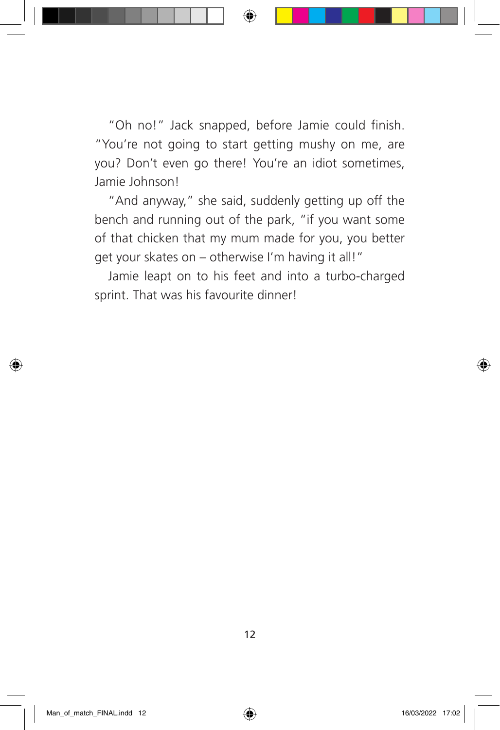"Oh no!" Jack snapped, before Jamie could finish. "You're not going to start getting mushy on me, are you? Don't even go there! You're an idiot sometimes, Jamie Johnson!

"And anyway," she said, suddenly getting up off the bench and running out of the park, "if you want some of that chicken that my mum made for you, you better get your skates on – otherwise I'm having it all!"

Jamie leapt on to his feet and into a turbo-charged sprint. That was his favourite dinner!